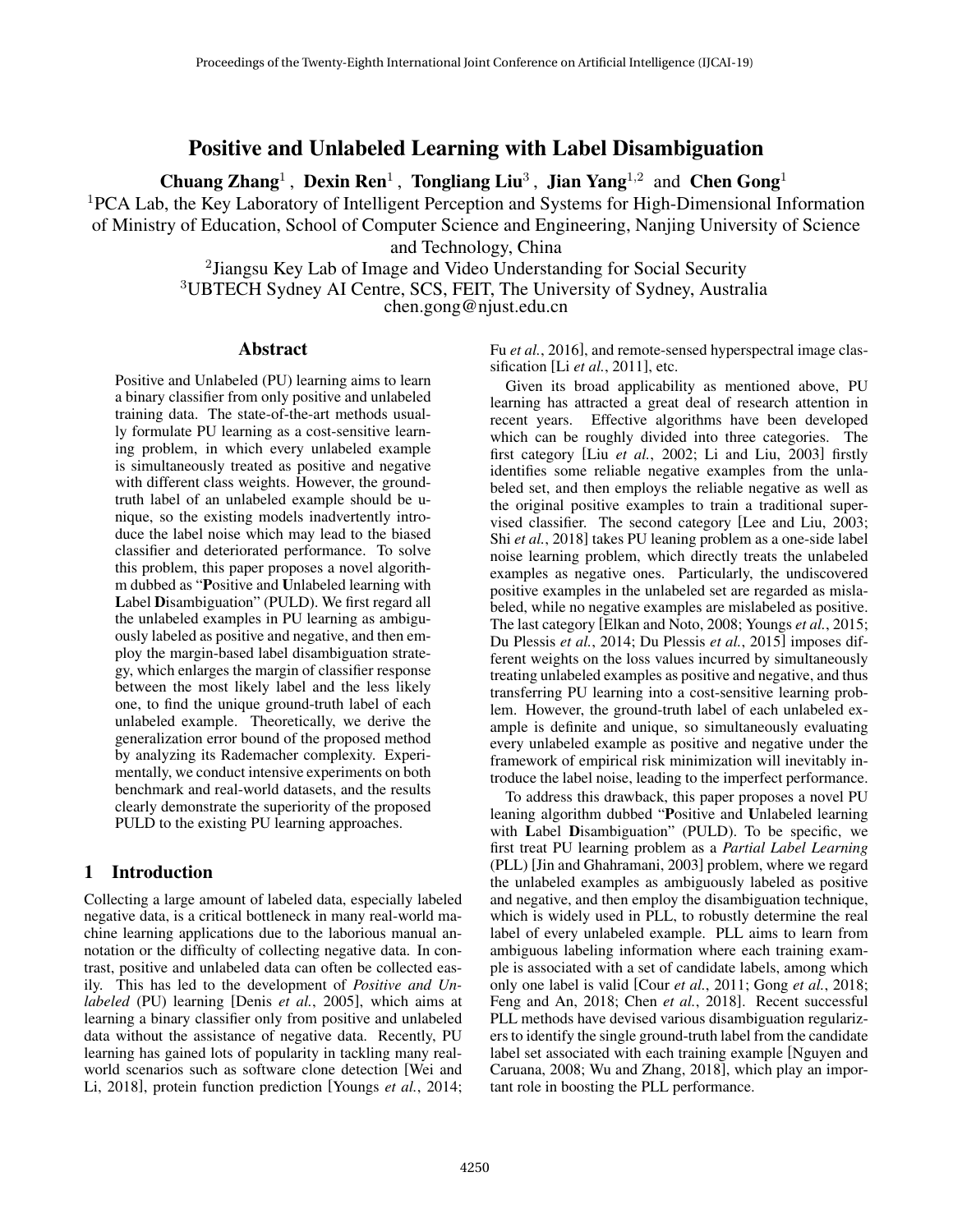# Positive and Unlabeled Learning with Label Disambiguation

**Chuang Zhang**[1], **Dexin Ren**[1], **Tongliang Liu**[3], **Jian Yang**[1,2] and **Chen Gong**[1]

[1]PCA Lab, the Key Laboratory of Intelligent Perception and Systems for High-Dimensional Information of Ministry of Education, School of Computer Science and Engineering, Nanjing University of Science and Technology, China

[2]Jiangsu Key Lab of Image and Video Understanding for Social Security

[3]UBTECH Sydney AI Centre, SCS, FEIT, The University of Sydney, Australia

chen.gong@njust.edu.cn

## Abstract

Positive and Unlabeled (PU) learning aims to learn a binary classifier from only positive and unlabeled training data. The state-of-the-art methods usually formulate PU learning as a cost-sensitive learning problem, in which every unlabeled example is simultaneously treated as positive and negative with different class weights. However, the ground-truth label of an unlabeled example should be unique, so the existing models inadvertently introduce the label noise which may lead to the biased classifier and deteriorated performance. To solve this problem, this paper proposes a novel algorithm dubbed as "**P**ositive and **U**nlabeled learning with **L**abel **D**isambiguation" (PULD). We first regard all the unlabeled examples in PU learning as ambiguously labeled as positive and negative, and then employ the margin-based label disambiguation strategy, which enlarges the margin of classifier response between the most likely label and the less likely one, to find the unique ground-truth label of each unlabeled example. Theoretically, we derive the generalization error bound of the proposed method by analyzing its Rademacher complexity. Experimentally, we conduct intensive experiments on both benchmark and real-world datasets, and the results clearly demonstrate the superiority of the proposed PULD to the existing PU learning approaches.

## 1 Introduction

Collecting a large amount of labeled data, especially labeled negative data, is a critical bottleneck in many real-world machine learning applications due to the laborious manual annotation or the difficulty of collecting negative data. In contrast, positive and unlabeled data can often be collected easily. This has led to the development of *Positive and Unlabeled* (PU) learning [Denis *et al.*, 2005], which aims at learning a binary classifier only from positive and unlabeled data without the assistance of negative data. Recently, PU learning has gained lots of popularity in tackling many real-world scenarios such as software clone detection [Wei and Li, 2018], protein function prediction [Youngs *et al.*, 2014; Fu *et al.*, 2016], and remote-sensed hyperspectral image classification [Li *et al.*, 2011], etc.

Given its broad applicability as mentioned above, PU learning has attracted a great deal of research attention in recent years. Effective algorithms have been developed which can be roughly divided into three categories. The first category [Liu *et al.*, 2002; Li and Liu, 2003] firstly identifies some reliable negative examples from the unlabeled set, and then employs the reliable negative as well as the original positive examples to train a traditional supervised classifier. The second category [Lee and Liu, 2003; Shi *et al.*, 2018] takes PU leaning problem as a one-side label noise learning problem, which directly treats the unlabeled examples as negative ones. Particularly, the undiscovered positive examples in the unlabeled set are regarded as mislabeled, while no negative examples are mislabeled as positive. The last category [Elkan and Noto, 2008; Youngs *et al.*, 2015; Du Plessis *et al.*, 2014; Du Plessis *et al.*, 2015] imposes different weights on the loss values incurred by simultaneously treating unlabeled examples as positive and negative, and thus transferring PU learning into a cost-sensitive learning problem. However, the ground-truth label of each unlabeled example is definite and unique, so simultaneously evaluating every unlabeled example as positive and negative under the framework of empirical risk minimization will inevitably introduce the label noise, leading to the imperfect performance.

To address this drawback, this paper proposes a novel PU leaning algorithm dubbed "**P**ositive and **U**nlabeled learning with **L**abel **D**isambiguation" (PULD). To be specific, we first treat PU learning problem as a *Partial Label Learning* (PLL) [Jin and Ghahramani, 2003] problem, where we regard the unlabeled examples as ambiguously labeled as positive and negative, and then employ the disambiguation technique, which is widely used in PLL, to robustly determine the real label of every unlabeled example. PLL aims to learn from ambiguous labeling information where each training example is associated with a set of candidate labels, among which only one label is valid [Cour *et al.*, 2011; Gong *et al.*, 2018; Feng and An, 2018; Chen *et al.*, 2018]. Recent successful PLL methods have devised various disambiguation regularizers to identify the single ground-truth label from the candidate label set associated with each training example [Nguyen and Caruana, 2008; Wu and Zhang, 2018], which play an important role in boosting the PLL performance.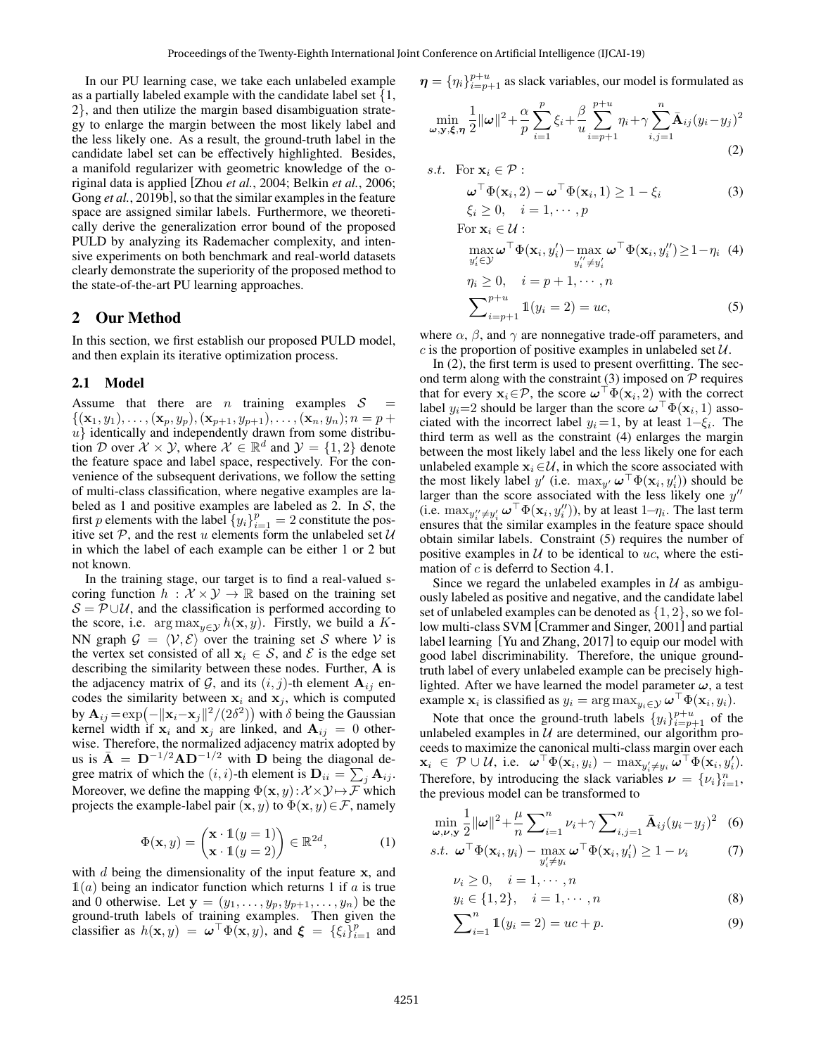In our PU learning case, we take each unlabeled example as a partially labeled example with the candidate label set {1, 2}, and then utilize the margin based disambiguation strategy to enlarge the margin between the most likely label and the less likely one. As a result, the ground-truth label in the candidate label set can be effectively highlighted. Besides, a manifold regularizer with geometric knowledge of the original data is applied [Zhou *et al.*, 2004; Belkin *et al.*, 2006; Gong *et al.*, 2019b], so that the similar examples in the feature space are assigned similar labels. Furthermore, we theoretically derive the generalization error bound of the proposed PULD by analyzing its Rademacher complexity, and intensive experiments on both benchmark and real-world datasets clearly demonstrate the superiority of the proposed method to the state-of-the-art PU learning approaches.

## 2 Our Method

In this section, we first establish our proposed PULD model, and then explain its iterative optimization process.

### 2.1 Model

Assume that there are $n$ training examples $\mathcal{S} = \{(\mathbf{x}_1, y_1), \ldots, (\mathbf{x}_p, y_p), (\mathbf{x}_{p+1}, y_{p+1}), \ldots, (\mathbf{x}_n, y_n); n = p + u\}$ identically and independently drawn from some distribution $\mathcal{D}$ over $\mathcal{X} \times \mathcal{Y}$, where $\mathcal{X} \in \mathbb{R}^d$ and $\mathcal{Y} = \{1, 2\}$ denote the feature space and label space, respectively. For the convenience of the subsequent derivations, we follow the setting of multi-class classification, where negative examples are labeled as 1 and positive examples are labeled as 2. In $\mathcal{S}$, the first $p$ elements with the label $\{y_i\}_{i=1}^{p} = 2$ constitute the positive set $\mathcal{P}$, and the rest $u$ elements form the unlabeled set $\mathcal{U}$ in which the label of each example can be either 1 or 2 but not known.

In the training stage, our target is to find a real-valued scoring function $h : \mathcal{X} \times \mathcal{Y} \to \mathbb{R}$ based on the training set $\mathcal{S} = \mathcal{P} \cup \mathcal{U}$, and the classification is performed according to the score, i.e. $\arg\max_{y \in \mathcal{Y}} h(\mathbf{x}, y)$. Firstly, we build a $K$-NN graph $\mathcal{G} = \langle \mathcal{V}, \mathcal{E} \rangle$ over the training set $\mathcal{S}$ where $\mathcal{V}$ is the vertex set consisted of all $\mathbf{x}_i \in \mathcal{S}$, and $\mathcal{E}$ is the edge set describing the similarity between these nodes. Further, $\mathbf{A}$ is the adjacency matrix of $\mathcal{G}$, and its $(i, j)$-th element $\mathbf{A}_{ij}$ encodes the similarity between $\mathbf{x}_i$ and $\mathbf{x}_j$, which is computed by $\mathbf{A}_{ij} = \exp\left(-\|\mathbf{x}_i - \mathbf{x}_j\|^2 / (2\delta^2)\right)$ with $\delta$ being the Gaussian kernel width if $\mathbf{x}_i$ and $\mathbf{x}_j$ are linked, and $\mathbf{A}_{ij} = 0$ otherwise. Therefore, the normalized adjacency matrix adopted by us is $\bar{\mathbf{A}} = \mathbf{D}^{-1/2}\mathbf{A}\mathbf{D}^{-1/2}$ with $\mathbf{D}$ being the diagonal degree matrix of which the $(i, i)$-th element is $\mathbf{D}_{ii} = \sum_j \mathbf{A}_{ij}$. Moreover, we define the mapping $\Phi(\mathbf{x}, y) : \mathcal{X} \times \mathcal{Y} \mapsto \mathcal{F}$ which projects the example-label pair $(\mathbf{x}, y)$ to $\Phi(\mathbf{x}, y) \in \mathcal{F}$, namely

$$\Phi(\mathbf{x}, y) = \begin{pmatrix} \mathbf{x} \cdot \mathbb{1}(y = 1) \\ \mathbf{x} \cdot \mathbb{1}(y = 2) \end{pmatrix} \in \mathbb{R}^{2d}, \tag{1}$$

with $d$ being the dimensionality of the input feature $\mathbf{x}$, and $\mathbb{1}(a)$ being an indicator function which returns 1 if $a$ is true and 0 otherwise. Let $\mathbf{y} = (y_1, \ldots, y_p, y_{p+1}, \ldots, y_n)$ be the ground-truth labels of training examples. Then given the classifier as $h(\mathbf{x}, y) = \boldsymbol{\omega}^\top \Phi(\mathbf{x}, y)$, and $\boldsymbol{\xi} = \{\xi_i\}_{i=1}^{p}$ and $\boldsymbol{\eta} = \{\eta_i\}_{i=p+1}^{p+u}$ as slack variables, our model is formulated as

$$\min_{\boldsymbol{\omega}, \mathbf{y}, \boldsymbol{\xi}, \boldsymbol{\eta}} \frac{1}{2}\|\boldsymbol{\omega}\|^2 + \frac{\alpha}{p}\sum_{i=1}^{p}\xi_i + \frac{\beta}{u}\sum_{i=p+1}^{p+u}\eta_i + \gamma\sum_{i,j=1}^{n}\bar{\mathbf{A}}_{ij}(y_i - y_j)^2 \tag{2}$$

$s.t.$ For $\mathbf{x}_i \in \mathcal{P}$ :

$$\boldsymbol{\omega}^\top \Phi(\mathbf{x}_i, 2) - \boldsymbol{\omega}^\top \Phi(\mathbf{x}_i, 1) \geq 1 - \xi_i \tag{3}$$

$$\xi_i \geq 0, \quad i = 1, \cdots, p$$

For $\mathbf{x}_i \in \mathcal{U}$ :

$$\max_{y_i' \in \mathcal{Y}} \boldsymbol{\omega}^\top \Phi(\mathbf{x}_i, y_i') - \max_{y_i'' \neq y_i'} \boldsymbol{\omega}^\top \Phi(\mathbf{x}_i, y_i'') \geq 1 - \eta_i \tag{4}$$

$$\eta_i \geq 0, \quad i = p+1, \cdots, n$$

$$\sum\nolimits_{i=p+1}^{p+u} \mathbb{1}(y_i = 2) = uc, \tag{5}$$

where $\alpha$, $\beta$, and $\gamma$ are nonnegative trade-off parameters, and $c$ is the proportion of positive examples in unlabeled set $\mathcal{U}$.

In (2), the first term is used to present overfitting. The second term along with the constraint (3) imposed on $\mathcal{P}$ requires that for every $\mathbf{x}_i \in \mathcal{P}$, the score $\boldsymbol{\omega}^\top \Phi(\mathbf{x}_i, 2)$ with the correct label $y_i = 2$ should be larger than the score $\boldsymbol{\omega}^\top \Phi(\mathbf{x}_i, 1)$ associated with the incorrect label $y_i = 1$, by at least $1 - \xi_i$. The third term as well as the constraint (4) enlarges the margin between the most likely label and the less likely one for each unlabeled example $\mathbf{x}_i \in \mathcal{U}$, in which the score associated with the most likely label $y'$ (i.e. $\max_{y'} \boldsymbol{\omega}^\top \Phi(\mathbf{x}_i, y_i')$) should be larger than the score associated with the less likely one $y''$ (i.e. $\max_{y_i'' \neq y_i'} \boldsymbol{\omega}^\top \Phi(\mathbf{x}_i, y_i'')$), by at least $1 - \eta_i$. The last term ensures that the similar examples in the feature space should obtain similar labels. Constraint (5) requires the number of positive examples in $\mathcal{U}$ to be identical to $uc$, where the estimation of $c$ is deferrd to Section 4.1.

Since we regard the unlabeled examples in $\mathcal{U}$ as ambiguously labeled as positive and negative, and the candidate label set of unlabeled examples can be denoted as $\{1, 2\}$, so we follow multi-class SVM [Crammer and Singer, 2001] and partial label learning [Yu and Zhang, 2017] to equip our model with good label discriminability. Therefore, the unique ground-truth label of every unlabeled example can be precisely highlighted. After we have learned the model parameter $\boldsymbol{\omega}$, a test example $\mathbf{x}_i$ is classified as $y_i = \arg\max_{y_i \in \mathcal{Y}} \boldsymbol{\omega}^\top \Phi(\mathbf{x}_i, y_i)$.

Note that once the ground-truth labels $\{y_i\}_{i=p+1}^{p+u}$ of the unlabeled examples in $\mathcal{U}$ are determined, our algorithm proceeds to maximize the canonical multi-class margin over each $\mathbf{x}_i \in \mathcal{P} \cup \mathcal{U}$, i.e. $\boldsymbol{\omega}^\top \Phi(\mathbf{x}_i, y_i) - \max_{y_i' \neq y_i} \boldsymbol{\omega}^\top \Phi(\mathbf{x}_i, y_i')$. Therefore, by introducing the slack variables $\boldsymbol{\nu} = \{\nu_i\}_{i=1}^{n}$, the previous model can be transformed to

$$\min_{\boldsymbol{\omega}, \boldsymbol{\nu}, \mathbf{y}} \frac{1}{2}\|\boldsymbol{\omega}\|^2 + \frac{\mu}{n}\sum\nolimits_{i=1}^{n}\nu_i + \gamma\sum\nolimits_{i,j=1}^{n}\bar{\mathbf{A}}_{ij}(y_i - y_j)^2 \tag{6}$$

$$s.t. \ \ \boldsymbol{\omega}^\top \Phi(\mathbf{x}_i, y_i) - \max_{y_i' \neq y_i} \boldsymbol{\omega}^\top \Phi(\mathbf{x}_i, y_i') \geq 1 - \nu_i \tag{7}$$

$$\nu_i \geq 0, \quad i = 1, \cdots, n$$

$$y_i \in \{1, 2\}, \quad i = 1, \cdots, n \tag{8}$$

$$\sum\nolimits_{i=1}^{n} \mathbb{1}(y_i = 2) = uc + p. \tag{9}$$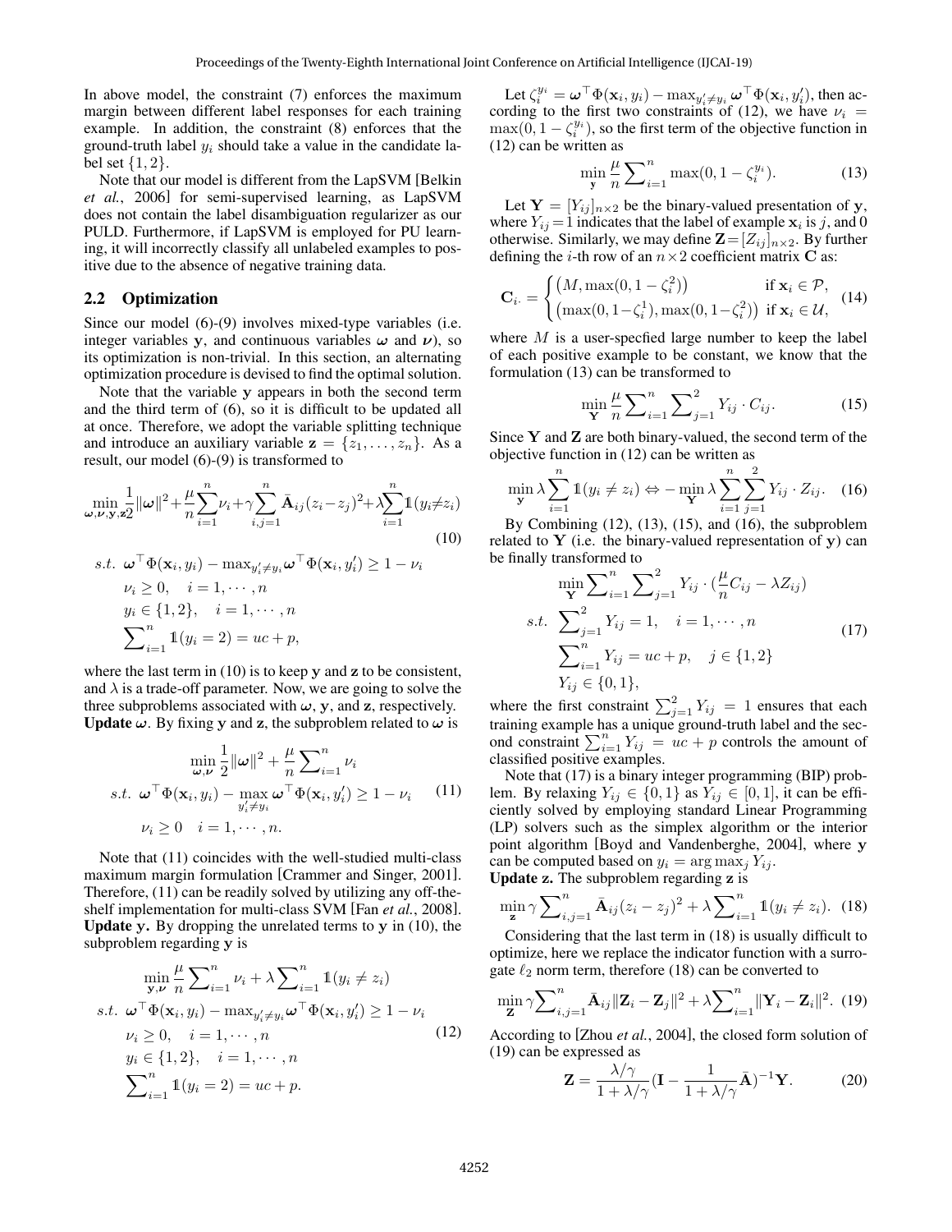In above model, the constraint (7) enforces the maximum margin between different label responses for each training example. In addition, the constraint (8) enforces that the ground-truth label $y_i$ should take a value in the candidate label set $\{1, 2\}$.

Note that our model is different from the LapSVM [Belkin *et al.*, 2006] for semi-supervised learning, as LapSVM does not contain the label disambiguation regularizer as our PULD. Furthermore, if LapSVM is employed for PU learning, it will incorrectly classify all unlabeled examples to positive due to the absence of negative training data.

## 2.2 Optimization

Since our model (6)-(9) involves mixed-type variables (i.e. integer variables $\mathbf{y}$, and continuous variables $\boldsymbol{\omega}$ and $\boldsymbol{\nu}$), so its optimization is non-trivial. In this section, an alternating optimization procedure is devised to find the optimal solution.

Note that the variable $\mathbf{y}$ appears in both the second term and the third term of (6), so it is difficult to be updated all at once. Therefore, we adopt the variable splitting technique and introduce an auxiliary variable $\mathbf{z} = \{z_1, \ldots, z_n\}$. As a result, our model (6)-(9) is transformed to

$$\min_{\boldsymbol{\omega},\boldsymbol{\nu},\mathbf{y},\mathbf{z}} \frac{1}{2}\|\boldsymbol{\omega}\|^2 + \frac{\mu}{n}\sum_{i=1}^{n}\nu_i + \gamma\sum_{i,j=1}^{n}\bar{\mathbf{A}}_{ij}(z_i - z_j)^2 + \lambda\sum_{i=1}^{n}\mathbb{1}(y_i \neq z_i) \tag{10}$$

$$\begin{aligned} s.t.\ & \boldsymbol{\omega}^\top\Phi(\mathbf{x}_i, y_i) - \max\nolimits_{y_i' \neq y_i}\boldsymbol{\omega}^\top\Phi(\mathbf{x}_i, y_i') \geq 1 - \nu_i \\ & \nu_i \geq 0, \quad i = 1, \cdots, n \\ & y_i \in \{1, 2\}, \quad i = 1, \cdots, n \\ & \sum\nolimits_{i=1}^{n}\mathbb{1}(y_i = 2) = uc + p, \end{aligned}$$

where the last term in (10) is to keep $\mathbf{y}$ and $\mathbf{z}$ to be consistent, and $\lambda$ is a trade-off parameter. Now, we are going to solve the three subproblems associated with $\boldsymbol{\omega}$, $\mathbf{y}$, and $\mathbf{z}$, respectively.

**Update $\boldsymbol{\omega}$.** By fixing $\mathbf{y}$ and $\mathbf{z}$, the subproblem related to $\boldsymbol{\omega}$ is

$$\begin{aligned} \min_{\boldsymbol{\omega},\boldsymbol{\nu}}\ & \frac{1}{2}\|\boldsymbol{\omega}\|^2 + \frac{\mu}{n}\sum\nolimits_{i=1}^{n}\nu_i \\ s.t.\ & \boldsymbol{\omega}^\top\Phi(\mathbf{x}_i, y_i) - \max_{y_i' \neq y_i}\boldsymbol{\omega}^\top\Phi(\mathbf{x}_i, y_i') \geq 1 - \nu_i \\ & \nu_i \geq 0 \quad i = 1, \cdots, n. \end{aligned} \tag{11}$$

Note that (11) coincides with the well-studied multi-class maximum margin formulation [Crammer and Singer, 2001]. Therefore, (11) can be readily solved by utilizing any off-the-shelf implementation for multi-class SVM [Fan *et al.*, 2008].

**Update $\mathbf{y}$.** By dropping the unrelated terms to $\mathbf{y}$ in (10), the subproblem regarding $\mathbf{y}$ is

$$\begin{aligned} \min_{\mathbf{y},\boldsymbol{\nu}}\ & \frac{\mu}{n}\sum\nolimits_{i=1}^{n}\nu_i + \lambda\sum\nolimits_{i=1}^{n}\mathbb{1}(y_i \neq z_i) \\ s.t.\ & \boldsymbol{\omega}^\top\Phi(\mathbf{x}_i, y_i) - \max\nolimits_{y_i' \neq y_i}\boldsymbol{\omega}^\top\Phi(\mathbf{x}_i, y_i') \geq 1 - \nu_i \\ & \nu_i \geq 0, \quad i = 1, \cdots, n \\ & y_i \in \{1, 2\}, \quad i = 1, \cdots, n \\ & \sum\nolimits_{i=1}^{n}\mathbb{1}(y_i = 2) = uc + p. \end{aligned} \tag{12}$$

Let $\zeta_i^{y_i} = \boldsymbol{\omega}^\top\Phi(\mathbf{x}_i, y_i) - \max_{y_i' \neq y_i}\boldsymbol{\omega}^\top\Phi(\mathbf{x}_i, y_i')$, then according to the first two constraints of (12), we have $\nu_i = \max(0, 1 - \zeta_i^{y_i})$, so the first term of the objective function in (12) can be written as

$$\min_{\mathbf{y}} \frac{\mu}{n}\sum\nolimits_{i=1}^{n}\max(0, 1 - \zeta_i^{y_i}). \tag{13}$$

Let $\mathbf{Y} = [Y_{ij}]_{n\times 2}$ be the binary-valued presentation of $\mathbf{y}$, where $Y_{ij} = 1$ indicates that the label of example $\mathbf{x}_i$ is $j$, and 0 otherwise. Similarly, we may define $\mathbf{Z} = [Z_{ij}]_{n\times 2}$. By further defining the $i$-th row of an $n \times 2$ coefficient matrix $\mathbf{C}$ as:

$$\mathbf{C}_{i\cdot} = \begin{cases} \left(M, \max(0, 1 - \zeta_i^2)\right) & \text{if } \mathbf{x}_i \in \mathcal{P}, \\ \left(\max(0, 1 - \zeta_i^1), \max(0, 1 - \zeta_i^2)\right) & \text{if } \mathbf{x}_i \in \mathcal{U}, \end{cases} \tag{14}$$

where $M$ is a user-specfied large number to keep the label of each positive example to be constant, we know that the formulation (13) can be transformed to

$$\min_{\mathbf{Y}} \frac{\mu}{n}\sum\nolimits_{i=1}^{n}\sum\nolimits_{j=1}^{2} Y_{ij} \cdot C_{ij}. \tag{15}$$

Since $\mathbf{Y}$ and $\mathbf{Z}$ are both binary-valued, the second term of the objective function in (12) can be written as

$$\min_{\mathbf{y}} \lambda\sum_{i=1}^{n}\mathbb{1}(y_i \neq z_i) \Leftrightarrow -\min_{\mathbf{Y}} \lambda\sum_{i=1}^{n}\sum_{j=1}^{2} Y_{ij} \cdot Z_{ij}. \tag{16}$$

By Combining (12), (13), (15), and (16), the subproblem related to $\mathbf{Y}$ (i.e. the binary-valued representation of $\mathbf{y}$) can be finally transformed to

$$\begin{aligned} \min_{\mathbf{Y}}\ & \sum\nolimits_{i=1}^{n}\sum\nolimits_{j=1}^{2} Y_{ij} \cdot \left(\frac{\mu}{n}C_{ij} - \lambda Z_{ij}\right) \\ s.t.\ & \sum\nolimits_{j=1}^{2} Y_{ij} = 1, \quad i = 1, \cdots, n \\ & \sum\nolimits_{i=1}^{n} Y_{ij} = uc + p, \quad j \in \{1, 2\} \\ & Y_{ij} \in \{0, 1\}, \end{aligned} \tag{17}$$

where the first constraint $\sum_{j=1}^{2} Y_{ij} = 1$ ensures that each training example has a unique ground-truth label and the second constraint $\sum_{i=1}^{n} Y_{ij} = uc + p$ controls the amount of classified positive examples.

Note that (17) is a binary integer programming (BIP) problem. By relaxing $Y_{ij} \in \{0, 1\}$ as $Y_{ij} \in [0, 1]$, it can be efficiently solved by employing standard Linear Programming (LP) solvers such as the simplex algorithm or the interior point algorithm [Boyd and Vandenberghe, 2004], where $\mathbf{y}$ can be computed based on $y_i = \arg\max_j Y_{ij}$.

**Update $\mathbf{z}$.** The subproblem regarding $\mathbf{z}$ is

$$\min_{\mathbf{z}} \gamma\sum\nolimits_{i,j=1}^{n}\bar{\mathbf{A}}_{ij}(z_i - z_j)^2 + \lambda\sum\nolimits_{i=1}^{n}\mathbb{1}(y_i \neq z_i). \tag{18}$$

Considering that the last term in (18) is usually difficult to optimize, here we replace the indicator function with a surrogate $\ell_2$ norm term, therefore (18) can be converted to

$$\min_{\mathbf{Z}} \gamma\sum\nolimits_{i,j=1}^{n}\bar{\mathbf{A}}_{ij}\|\mathbf{Z}_i - \mathbf{Z}_j\|^2 + \lambda\sum\nolimits_{i=1}^{n}\|\mathbf{Y}_i - \mathbf{Z}_i\|^2. \tag{19}$$

According to [Zhou *et al.*, 2004], the closed form solution of (19) can be expressed as

$$\mathbf{Z} = \frac{\lambda/\gamma}{1 + \lambda/\gamma}\left(\mathbf{I} - \frac{1}{1 + \lambda/\gamma}\bar{\mathbf{A}}\right)^{-1}\mathbf{Y}. \tag{20}$$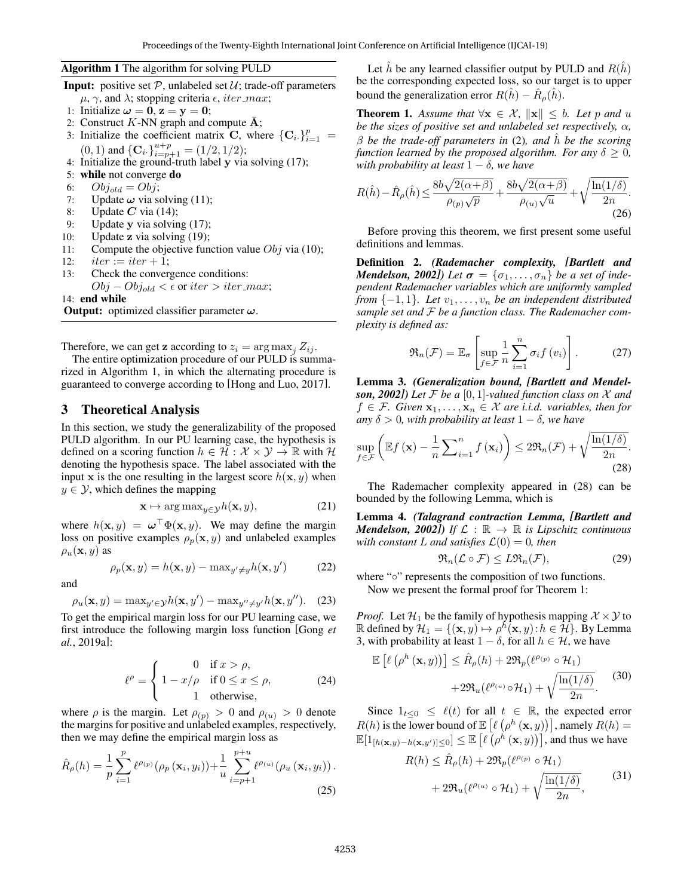**Algorithm 1** The algorithm for solving PULD

**Input:** positive set $\mathcal{P}$, unlabeled set $\mathcal{U}$; trade-off parameters $\mu$, $\gamma$, and $\lambda$; stopping criteria $\epsilon$, $iter\_max$;

1: Initialize $\boldsymbol{\omega} = \mathbf{0}$, $\mathbf{z} = \mathbf{y} = \mathbf{0}$;
2: Construct $K$-NN graph and compute $\bar{\mathbf{A}}$;
3: Initialize the coefficient matrix $\mathbf{C}$, where $\{\mathbf{C}_{i\cdot}\}_{i=1}^{p} = (0,1)$ and $\{\mathbf{C}_{i\cdot}\}_{i=p+1}^{u+p} = (1/2, 1/2)$;
4: Initialize the ground-truth label $\mathbf{y}$ via solving (17);
5: **while** not converge **do**
6: $\quad Obj_{old} = Obj$;
7: $\quad$ Update $\boldsymbol{\omega}$ via solving (11);
8: $\quad$ Update $\boldsymbol{C}$ via (14);
9: $\quad$ Update $\mathbf{y}$ via solving (17);
10: $\quad$ Update $\mathbf{z}$ via solving (19);
11: $\quad$ Compute the objective function value $Obj$ via (10);
12: $\quad iter := iter + 1$;
13: $\quad$ Check the convergence conditions: $Obj - Obj_{old} < \epsilon$ or $iter > iter\_max$;
14: **end while**

**Output:** optimized classifier parameter $\boldsymbol{\omega}$.

Therefore, we can get $\mathbf{z}$ according to $z_i = \arg\max_j Z_{ij}$.

The entire optimization procedure of our PULD is summarized in Algorithm 1, in which the alternating procedure is guaranteed to converge according to [Hong and Luo, 2017].

## 3 Theoretical Analysis

In this section, we study the generalizability of the proposed PULD algorithm. In our PU learning case, the hypothesis is defined on a scoring function $h \in \mathcal{H} : \mathcal{X} \times \mathcal{Y} \to \mathbb{R}$ with $\mathcal{H}$ denoting the hypothesis space. The label associated with the input $\mathbf{x}$ is the one resulting in the largest score $h(\mathbf{x}, y)$ when $y \in \mathcal{Y}$, which defines the mapping

$$\mathbf{x} \mapsto \arg\max_{y \in \mathcal{Y}} h(\mathbf{x}, y), \tag{21}$$

where $h(\mathbf{x}, y) = \boldsymbol{\omega}^\top \Phi(\mathbf{x}, y)$. We may define the margin loss on positive examples $\rho_p(\mathbf{x}, y)$ and unlabeled examples $\rho_u(\mathbf{x}, y)$ as

$$\rho_p(\mathbf{x}, y) = h(\mathbf{x}, y) - \max_{y' \neq y} h(\mathbf{x}, y') \tag{22}$$

and

$$\rho_u(\mathbf{x}, y) = \max_{y' \in \mathcal{Y}} h(\mathbf{x}, y') - \max_{y'' \neq y'} h(\mathbf{x}, y''). \tag{23}$$

To get the empirical margin loss for our PU learning case, we first introduce the following margin loss function [Gong *et al.*, 2019a]:

$$\ell^\rho = \begin{cases} 0 & \text{if } x > \rho, \\ 1 - x/\rho & \text{if } 0 \leq x \leq \rho, \\ 1 & \text{otherwise}, \end{cases} \tag{24}$$

where $\rho$ is the margin. Let $\rho_{(p)} > 0$ and $\rho_{(u)} > 0$ denote the margins for positive and unlabeled examples, respectively, then we may define the empirical margin loss as

$$\hat{R}_\rho(h) = \frac{1}{p}\sum_{i=1}^{p} \ell^{\rho_{(p)}}(\rho_p(\mathbf{x}_i, y_i)) + \frac{1}{u}\sum_{i=p+1}^{p+u} \ell^{\rho_{(u)}}(\rho_u(\mathbf{x}_i, y_i)). \tag{25}$$

Let $\hat{h}$ be any learned classifier output by PULD and $R(\hat{h})$ be the corresponding expected loss, so our target is to upper bound the generalization error $R(\hat{h}) - \hat{R}_\rho(\hat{h})$.

**Theorem 1.** *Assume that $\forall \mathbf{x} \in \mathcal{X}$, $\|\mathbf{x}\| \leq b$. Let $p$ and $u$ be the sizes of positive set and unlabeled set respectively, $\alpha$, $\beta$ be the trade-off parameters in* (2), *and $\hat{h}$ be the scoring function learned by the proposed algorithm. For any $\delta \geq 0$, with probability at least $1 - \delta$, we have*

$$R(\hat{h}) - \hat{R}_\rho(\hat{h}) \leq \frac{8b\sqrt{2(\alpha+\beta)}}{\rho_{(p)}\sqrt{p}} + \frac{8b\sqrt{2(\alpha+\beta)}}{\rho_{(u)}\sqrt{u}} + \sqrt{\frac{\ln(1/\delta)}{2n}}. \tag{26}$$

Before proving this theorem, we first present some useful definitions and lemmas.

**Definition 2.** ***(Rademacher complexity, [Bartlett and Mendelson, 2002])*** *Let $\boldsymbol{\sigma} = \{\sigma_1, \ldots, \sigma_n\}$ be a set of independent Rademacher variables which are uniformly sampled from $\{-1, 1\}$. Let $v_1, \ldots, v_n$ be an independent distributed sample set and $\mathcal{F}$ be a function class. The Rademacher complexity is defined as:*

$$\mathfrak{R}_n(\mathcal{F}) = \mathbb{E}_\sigma \left[\sup_{f \in \mathcal{F}} \frac{1}{n}\sum_{i=1}^{n} \sigma_i f(v_i)\right]. \tag{27}$$

**Lemma 3.** ***(Generalization bound, [Bartlett and Mendelson, 2002])*** *Let $\mathcal{F}$ be a $[0,1]$-valued function class on $\mathcal{X}$ and $f \in \mathcal{F}$. Given $\mathbf{x}_1, \ldots, \mathbf{x}_n \in \mathcal{X}$ are i.i.d. variables, then for any $\delta > 0$, with probability at least $1 - \delta$, we have*

$$\sup_{f \in \mathcal{F}} \left(\mathbb{E}f(\mathbf{x}) - \frac{1}{n}\sum\nolimits_{i=1}^{n} f(\mathbf{x}_i)\right) \leq 2\mathfrak{R}_n(\mathcal{F}) + \sqrt{\frac{\ln(1/\delta)}{2n}}. \tag{28}$$

The Rademacher complexity appeared in (28) can be bounded by the following Lemma, which is

**Lemma 4.** ***(Talagrand contraction Lemma, [Bartlett and Mendelson, 2002])*** *If $\mathcal{L} : \mathbb{R} \to \mathbb{R}$ is Lipschitz continuous with constant $L$ and satisfies $\mathcal{L}(0) = 0$, then*

$$\mathfrak{R}_n(\mathcal{L} \circ \mathcal{F}) \leq L\mathfrak{R}_n(\mathcal{F}), \tag{29}$$

where "$\circ$" represents the composition of two functions.

Now we present the formal proof for Theorem 1:

*Proof.* Let $\mathcal{H}_1$ be the family of hypothesis mapping $\mathcal{X} \times \mathcal{Y}$ to $\mathbb{R}$ defined by $\mathcal{H}_1 = \{(\mathbf{x}, y) \mapsto \rho^h(\mathbf{x}, y) : h \in \mathcal{H}\}$. By Lemma 3, with probability at least $1 - \delta$, for all $h \in \mathcal{H}$, we have

$$\begin{aligned} \mathbb{E}\left[\ell\left(\rho^h(\mathbf{x}, y)\right)\right] \leq \hat{R}_\rho(h) + 2\mathfrak{R}_p(\ell^{\rho_{(p)}} \circ \mathcal{H}_1) \\ + 2\mathfrak{R}_u(\ell^{\rho_{(u)}} \circ \mathcal{H}_1) + \sqrt{\frac{\ln(1/\delta)}{2n}}. \end{aligned} \tag{30}$$

Since $1_{t \leq 0} \leq \ell(t)$ for all $t \in \mathbb{R}$, the expected error $R(h)$ is the lower bound of $\mathbb{E}\left[\ell\left(\rho^h(\mathbf{x}, y)\right)\right]$, namely $R(h) = \mathbb{E}[1_{[h(\mathbf{x},y) - h(\mathbf{x},y')] \leq 0}] \leq \mathbb{E}\left[\ell\left(\rho^h(\mathbf{x}, y)\right)\right]$, and thus we have

$$\begin{aligned} R(h) \leq \hat{R}_\rho(h) + 2\mathfrak{R}_p(\ell^{\rho_{(p)}} \circ \mathcal{H}_1) \\ + 2\mathfrak{R}_u(\ell^{\rho_{(u)}} \circ \mathcal{H}_1) + \sqrt{\frac{\ln(1/\delta)}{2n}}, \end{aligned} \tag{31}$$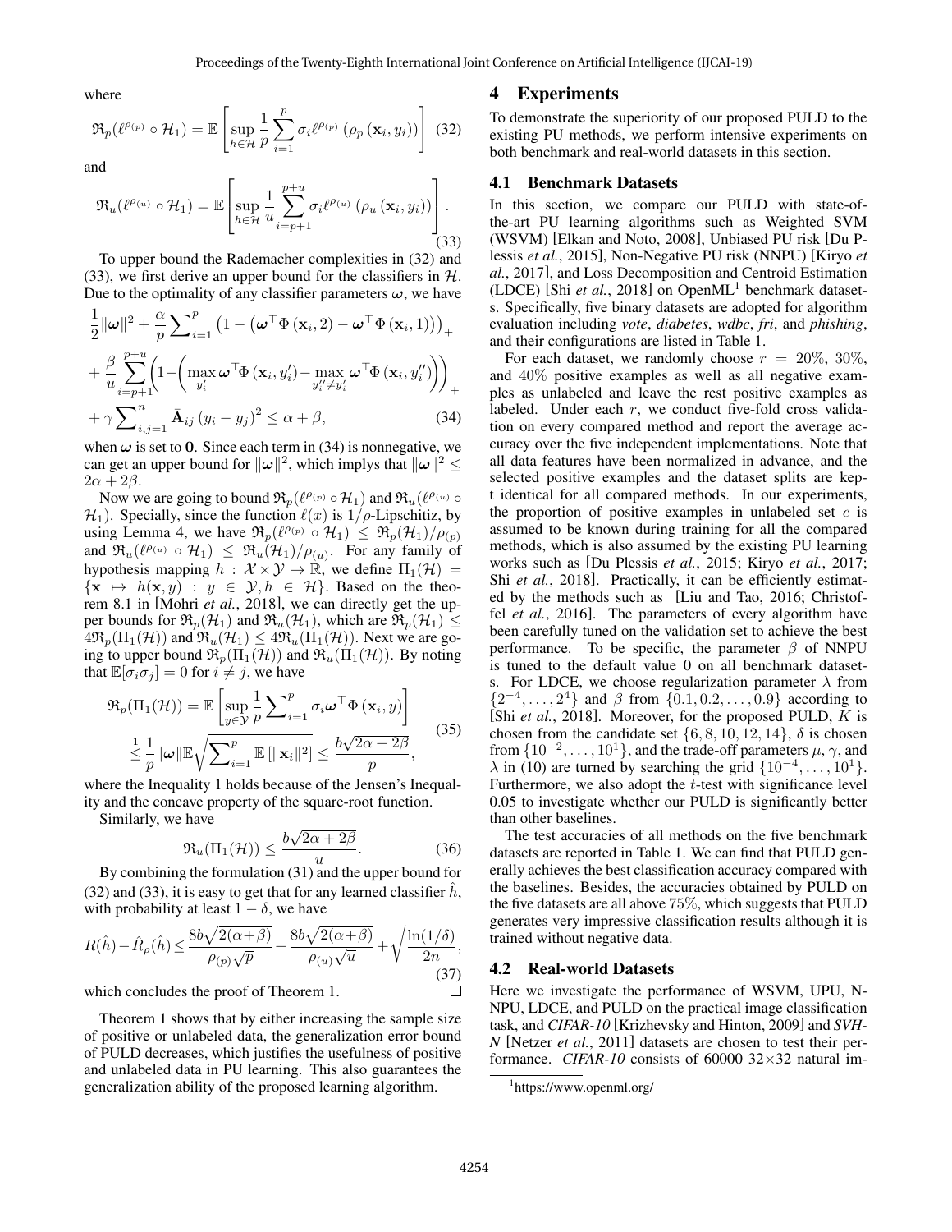where

$$\mathfrak{R}_p(\ell^{\rho_{(p)}} \circ \mathcal{H}_1) = \mathbb{E}\left[\sup_{h\in\mathcal{H}} \frac{1}{p}\sum_{i=1}^{p} \sigma_i \ell^{\rho_{(p)}}\left(\rho_p\left(\mathbf{x}_i, y_i\right)\right)\right] \quad (32)$$

and

$$\mathfrak{R}_u(\ell^{\rho_{(u)}} \circ \mathcal{H}_1) = \mathbb{E}\left[\sup_{h\in\mathcal{H}} \frac{1}{u}\sum_{i=p+1}^{p+u} \sigma_i \ell^{\rho_{(u)}}\left(\rho_u\left(\mathbf{x}_i, y_i\right)\right)\right]. \quad (33)$$

To upper bound the Rademacher complexities in (32) and (33), we first derive an upper bound for the classifiers in $\mathcal{H}$. Due to the optimality of any classifier parameters $\boldsymbol{\omega}$, we have

$$\begin{aligned}
&\frac{1}{2}\|\boldsymbol{\omega}\|^2 + \frac{\alpha}{p}\sum_{i=1}^{p}\left(1-\left(\boldsymbol{\omega}^\top\Phi\left(\mathbf{x}_i,2\right)-\boldsymbol{\omega}^\top\Phi\left(\mathbf{x}_i,1\right)\right)\right)_+ \\
&+\frac{\beta}{u}\sum_{i=p+1}^{p+u}\left(1-\left(\max_{y_i'}\boldsymbol{\omega}^\top\Phi\left(\mathbf{x}_i,y_i'\right)-\max_{y_i''\neq y_i'}\boldsymbol{\omega}^\top\Phi\left(\mathbf{x}_i,y_i''\right)\right)\right)_+ \\
&+\gamma\sum_{i,j=1}^{n}\bar{\mathbf{A}}_{ij}\left(y_i-y_j\right)^2 \leq \alpha+\beta, \quad (34)
\end{aligned}$$

when $\boldsymbol{\omega}$ is set to $\mathbf{0}$. Since each term in (34) is nonnegative, we can get an upper bound for $\|\boldsymbol{\omega}\|^2$, which implys that $\|\boldsymbol{\omega}\|^2 \leq 2\alpha + 2\beta$.

Now we are going to bound $\mathfrak{R}_p(\ell^{\rho_{(p)}} \circ \mathcal{H}_1)$ and $\mathfrak{R}_u(\ell^{\rho_{(u)}} \circ \mathcal{H}_1)$. Specially, since the function $\ell(x)$ is $1/\rho$-Lipschitiz, by using Lemma 4, we have $\mathfrak{R}_p(\ell^{\rho_{(p)}} \circ \mathcal{H}_1) \leq \mathfrak{R}_p(\mathcal{H}_1)/\rho_{(p)}$ and $\mathfrak{R}_u(\ell^{\rho_{(u)}} \circ \mathcal{H}_1) \leq \mathfrak{R}_u(\mathcal{H}_1)/\rho_{(u)}$. For any family of hypothesis mapping $h: \mathcal{X}\times\mathcal{Y} \to \mathbb{R}$, we define $\Pi_1(\mathcal{H}) = \{\mathbf{x} \mapsto h(\mathbf{x}, y) : y \in \mathcal{Y}, h \in \mathcal{H}\}$. Based on the theorem 8.1 in [Mohri *et al.*, 2018], we can directly get the upper bounds for $\mathfrak{R}_p(\mathcal{H}_1)$ and $\mathfrak{R}_u(\mathcal{H}_1)$, which are $\mathfrak{R}_p(\mathcal{H}_1) \leq 4\mathfrak{R}_p(\Pi_1(\mathcal{H}))$ and $\mathfrak{R}_u(\mathcal{H}_1) \leq 4\mathfrak{R}_u(\Pi_1(\mathcal{H}))$. Next we are going to upper bound $\mathfrak{R}_p(\Pi_1(\mathcal{H}))$ and $\mathfrak{R}_u(\Pi_1(\mathcal{H}))$. By noting that $\mathbb{E}[\sigma_i\sigma_j] = 0$ for $i \neq j$, we have

$$\begin{aligned}
\mathfrak{R}_p(\Pi_1(\mathcal{H})) &= \mathbb{E}\left[\sup_{y\in\mathcal{Y}}\frac{1}{p}\sum_{i=1}^{p}\sigma_i\boldsymbol{\omega}^\top\Phi\left(\mathbf{x}_i,y\right)\right] \\
&\overset{1}{\leq} \frac{1}{p}\|\boldsymbol{\omega}\|\mathbb{E}\sqrt{\sum_{i=1}^{p}\mathbb{E}\left[\|\mathbf{x}_i\|^2\right]} \leq \frac{b\sqrt{2\alpha+2\beta}}{p},
\end{aligned} \quad (35)$$

where the Inequality 1 holds because of the Jensen's Inequality and the concave property of the square-root function.

Similarly, we have

$$\mathfrak{R}_u(\Pi_1(\mathcal{H})) \leq \frac{b\sqrt{2\alpha+2\beta}}{u}. \quad (36)$$

By combining the formulation (31) and the upper bound for (32) and (33), it is easy to get that for any learned classifier $\hat{h}$, with probability at least $1-\delta$, we have

$$R(\hat{h}) - \hat{R}_\rho(\hat{h}) \leq \frac{8b\sqrt{2(\alpha+\beta)}}{\rho_{(p)}\sqrt{p}} + \frac{8b\sqrt{2(\alpha+\beta)}}{\rho_{(u)}\sqrt{u}} + \sqrt{\frac{\ln(1/\delta)}{2n}}, \quad (37)$$

which concludes the proof of Theorem 1. □

Theorem 1 shows that by either increasing the sample size of positive or unlabeled data, the generalization error bound of PULD decreases, which justifies the usefulness of positive and unlabeled data in PU learning. This also guarantees the generalization ability of the proposed learning algorithm.

# 4 Experiments

To demonstrate the superiority of our proposed PULD to the existing PU methods, we perform intensive experiments on both benchmark and real-world datasets in this section.

## 4.1 Benchmark Datasets

In this section, we compare our PULD with state-of-the-art PU learning algorithms such as Weighted SVM (WSVM) [Elkan and Noto, 2008], Unbiased PU risk [Du Plessis *et al.*, 2015], Non-Negative PU risk (NNPU) [Kiryo *et al.*, 2017], and Loss Decomposition and Centroid Estimation (LDCE) [Shi *et al.*, 2018] on OpenML[1] benchmark datasets. Specifically, five binary datasets are adopted for algorithm evaluation including *vote*, *diabetes*, *wdbc*, *fri*, and *phishing*, and their configurations are listed in Table 1.

For each dataset, we randomly choose $r = 20\%$, $30\%$, and $40\%$ positive examples as well as all negative examples as unlabeled and leave the rest positive examples as labeled. Under each $r$, we conduct five-fold cross validation on every compared method and report the average accuracy over the five independent implementations. Note that all data features have been normalized in advance, and the selected positive examples and the dataset splits are kept identical for all compared methods. In our experiments, the proportion of positive examples in unlabeled set $c$ is assumed to be known during training for all the compared methods, which is also assumed by the existing PU learning works such as [Du Plessis *et al.*, 2015; Kiryo *et al.*, 2017; Shi *et al.*, 2018]. Practically, it can be efficiently estimated by the methods such as [Liu and Tao, 2016; Christoffel *et al.*, 2016]. The parameters of every algorithm have been carefully tuned on the validation set to achieve the best performance. To be specific, the parameter $\beta$ of NNPU is tuned to the default value 0 on all benchmark datasets. For LDCE, we choose regularization parameter $\lambda$ from $\{2^{-4}, \ldots, 2^4\}$ and $\beta$ from $\{0.1, 0.2, \ldots, 0.9\}$ according to [Shi *et al.*, 2018]. Moreover, for the proposed PULD, $K$ is chosen from the candidate set $\{6, 8, 10, 12, 14\}$, $\delta$ is chosen from $\{10^{-2}, \ldots, 10^1\}$, and the trade-off parameters $\mu$, $\gamma$, and $\lambda$ in (10) are turned by searching the grid $\{10^{-4}, \ldots, 10^1\}$. Furthermore, we also adopt the $t$-test with significance level 0.05 to investigate whether our PULD is significantly better than other baselines.

The test accuracies of all methods on the five benchmark datasets are reported in Table 1. We can find that PULD generally achieves the best classification accuracy compared with the baselines. Besides, the accuracies obtained by PULD on the five datasets are all above $75\%$, which suggests that PULD generates very impressive classification results although it is trained without negative data.

## 4.2 Real-world Datasets

Here we investigate the performance of WSVM, UPU, NNPU, LDCE, and PULD on the practical image classification task, and *CIFAR-10* [Krizhevsky and Hinton, 2009] and *SVHN* [Netzer *et al.*, 2011] datasets are chosen to test their performance. *CIFAR-10* consists of 60000 $32\times32$ natural im-

[1] https://www.openml.org/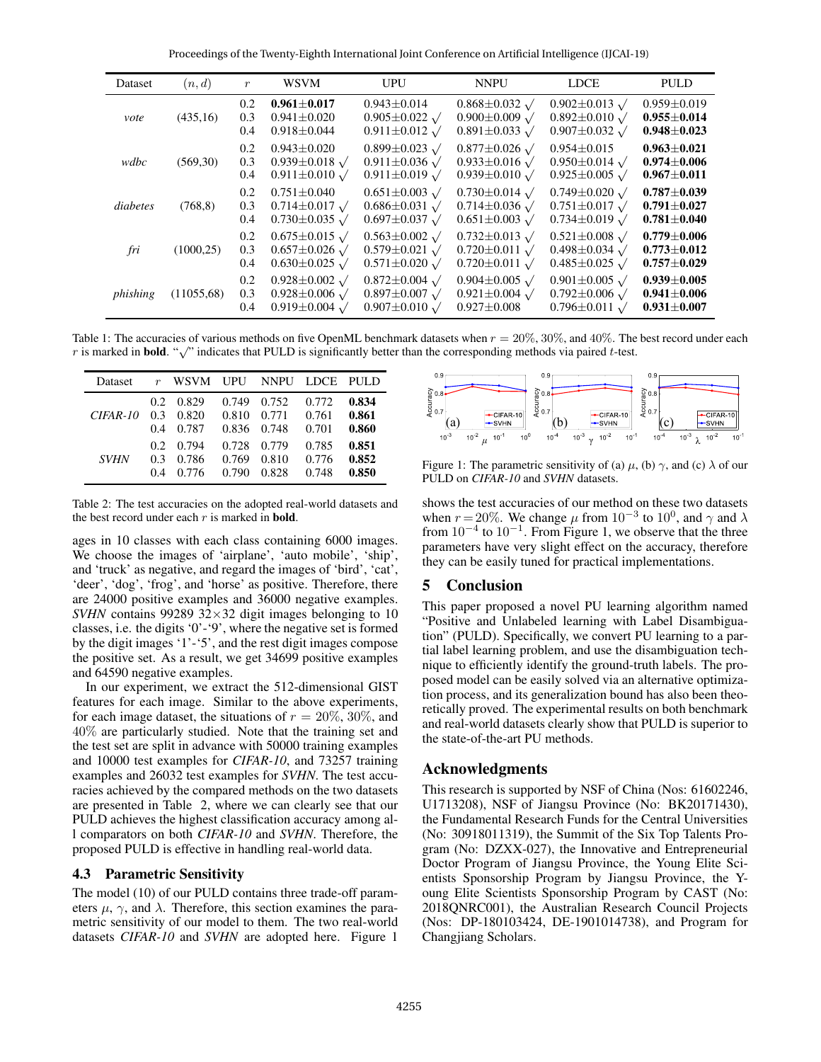| Dataset | $(n, d)$ | $r$ | WSVM | UPU | NNPU | LDCE | PULD |
|---|---|---|---|---|---|---|---|
| *vote* | (435,16) | 0.2 | **0.961±0.017** | 0.943±0.014 | 0.868±0.032 √ | 0.902±0.013 √ | 0.959±0.019 |
| | | 0.3 | 0.941±0.020 | 0.905±0.022 √ | 0.900±0.009 √ | 0.892±0.010 √ | **0.955±0.014** |
| | | 0.4 | 0.918±0.044 | 0.911±0.012 √ | 0.891±0.033 √ | 0.907±0.032 √ | **0.948±0.023** |
| *wdbc* | (569,30) | 0.2 | 0.943±0.020 | 0.899±0.023 √ | 0.877±0.026 √ | 0.954±0.015 | **0.963±0.021** |
| | | 0.3 | 0.939±0.018 √ | 0.911±0.036 √ | 0.933±0.016 √ | 0.950±0.014 √ | **0.974±0.006** |
| | | 0.4 | 0.911±0.010 √ | 0.911±0.019 √ | 0.939±0.010 √ | 0.925±0.005 √ | **0.967±0.011** |
| *diabetes* | (768,8) | 0.2 | 0.751±0.040 | 0.651±0.003 √ | 0.730±0.014 √ | 0.749±0.020 √ | **0.787±0.039** |
| | | 0.3 | 0.714±0.017 √ | 0.686±0.031 √ | 0.714±0.036 √ | 0.751±0.017 √ | **0.791±0.027** |
| | | 0.4 | 0.730±0.035 √ | 0.697±0.037 √ | 0.651±0.003 √ | 0.734±0.019 √ | **0.781±0.040** |
| *fri* | (1000,25) | 0.2 | 0.675±0.015 √ | 0.563±0.002 √ | 0.732±0.013 √ | 0.521±0.008 √ | **0.779±0.006** |
| | | 0.3 | 0.657±0.026 √ | 0.579±0.021 √ | 0.720±0.011 √ | 0.498±0.034 √ | **0.773±0.012** |
| | | 0.4 | 0.630±0.025 √ | 0.571±0.020 √ | 0.720±0.011 √ | 0.485±0.025 √ | **0.757±0.029** |
| *phishing* | (11055,68) | 0.2 | 0.928±0.002 √ | 0.872±0.004 √ | 0.904±0.005 √ | 0.901±0.005 √ | **0.939±0.005** |
| | | 0.3 | 0.928±0.006 √ | 0.897±0.007 √ | 0.921±0.004 √ | 0.792±0.006 √ | **0.941±0.006** |
| | | 0.4 | 0.919±0.004 √ | 0.907±0.010 √ | 0.927±0.008 | 0.796±0.011 √ | **0.931±0.007** |

Table 1: The accuracies of various methods on five OpenML benchmark datasets when $r = 20\%$, $30\%$, and $40\%$. The best record under each $r$ is marked in **bold**. "√" indicates that PULD is significantly better than the corresponding methods via paired $t$-test.

| Dataset | $r$ | WSVM | UPU | NNPU | LDCE | PULD |
|---|---|---|---|---|---|---|
| *CIFAR-10* | 0.2 | 0.829 | 0.749 | 0.752 | 0.772 | **0.834** |
| | 0.3 | 0.820 | 0.810 | 0.771 | 0.761 | **0.861** |
| | 0.4 | 0.787 | 0.836 | 0.748 | 0.701 | **0.860** |
| *SVHN* | 0.2 | 0.794 | 0.728 | 0.779 | 0.785 | **0.851** |
| | 0.3 | 0.786 | 0.769 | 0.810 | 0.776 | **0.852** |
| | 0.4 | 0.776 | 0.790 | 0.828 | 0.748 | **0.850** |

Table 2: The test accuracies on the adopted real-world datasets and the best record under each $r$ is marked in **bold**.

ages in 10 classes with each class containing 6000 images. We choose the images of 'airplane', 'auto mobile', 'ship', and 'truck' as negative, and regard the images of 'bird', 'cat', 'deer', 'dog', 'frog', and 'horse' as positive. Therefore, there are 24000 positive examples and 36000 negative examples. *SVHN* contains 99289 $32\times32$ digit images belonging to 10 classes, i.e. the digits '0'-'9', where the negative set is formed by the digit images '1'-'5', and the rest digit images compose the positive set. As a result, we get 34699 positive examples and 64590 negative examples.

In our experiment, we extract the 512-dimensional GIST features for each image. Similar to the above experiments, for each image dataset, the situations of $r = 20\%$, $30\%$, and $40\%$ are particularly studied. Note that the training set and the test set are split in advance with 50000 training examples and 10000 test examples for *CIFAR-10*, and 73257 training examples and 26032 test examples for *SVHN*. The test accuracies achieved by the compared methods on the two datasets are presented in Table 2, where we can clearly see that our PULD achieves the highest classification accuracy among all comparators on both *CIFAR-10* and *SVHN*. Therefore, the proposed PULD is effective in handling real-world data.

### 4.3 Parametric Sensitivity

The model (10) of our PULD contains three trade-off parameters $\mu$, $\gamma$, and $\lambda$. Therefore, this section examines the parametric sensitivity of our model to them. The two real-world datasets *CIFAR-10* and *SVHN* are adopted here. Figure 1 shows the test accuracies of our method on these two datasets when $r = 20\%$. We change $\mu$ from $10^{-3}$ to $10^{0}$, and $\gamma$ and $\lambda$ from $10^{-4}$ to $10^{-1}$. From Figure 1, we observe that the three parameters have very slight effect on the accuracy, therefore they can be easily tuned for practical implementations.

Figure 1: The parametric sensitivity of (a) $\mu$, (b) $\gamma$, and (c) $\lambda$ of our PULD on *CIFAR-10* and *SVHN* datasets.

## 5 Conclusion

This paper proposed a novel PU learning algorithm named "Positive and Unlabeled learning with Label Disambiguation" (PULD). Specifically, we convert PU learning to a partial label learning problem, and use the disambiguation technique to efficiently identify the ground-truth labels. The proposed model can be easily solved via an alternative optimization process, and its generalization bound has also been theoretically proved. The experimental results on both benchmark and real-world datasets clearly show that PULD is superior to the state-of-the-art PU methods.

## Acknowledgments

This research is supported by NSF of China (Nos: 61602246, U1713208), NSF of Jiangsu Province (No: BK20171430), the Fundamental Research Funds for the Central Universities (No: 30918011319), the Summit of the Six Top Talents Program (No: DZXX-027), the Innovative and Entrepreneurial Doctor Program of Jiangsu Province, the Young Elite Scientists Sponsorship Program by Jiangsu Province, the Young Elite Scientists Sponsorship Program by CAST (No: 2018QNRC001), the Australian Research Council Projects (Nos: DP-180103424, DE-1901014738), and Program for Changjiang Scholars.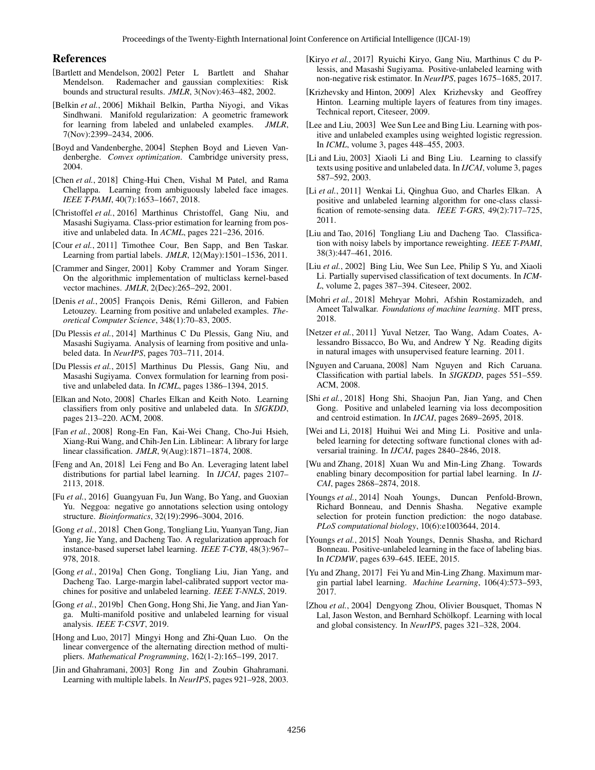## References

[Bartlett and Mendelson, 2002] Peter L Bartlett and Shahar Mendelson. Rademacher and gaussian complexities: Risk bounds and structural results. *JMLR*, 3(Nov):463–482, 2002.

[Belkin *et al.*, 2006] Mikhail Belkin, Partha Niyogi, and Vikas Sindhwani. Manifold regularization: A geometric framework for learning from labeled and unlabeled examples. *JMLR*, 7(Nov):2399–2434, 2006.

[Boyd and Vandenberghe, 2004] Stephen Boyd and Lieven Vandenberghe. *Convex optimization*. Cambridge university press, 2004.

[Chen *et al.*, 2018] Ching-Hui Chen, Vishal M Patel, and Rama Chellappa. Learning from ambiguously labeled face images. *IEEE T-PAMI*, 40(7):1653–1667, 2018.

[Christoffel *et al.*, 2016] Marthinus Christoffel, Gang Niu, and Masashi Sugiyama. Class-prior estimation for learning from positive and unlabeled data. In *ACML*, pages 221–236, 2016.

[Cour *et al.*, 2011] Timothee Cour, Ben Sapp, and Ben Taskar. Learning from partial labels. *JMLR*, 12(May):1501–1536, 2011.

[Crammer and Singer, 2001] Koby Crammer and Yoram Singer. On the algorithmic implementation of multiclass kernel-based vector machines. *JMLR*, 2(Dec):265–292, 2001.

[Denis *et al.*, 2005] François Denis, Rémi Gilleron, and Fabien Letouzey. Learning from positive and unlabeled examples. *Theoretical Computer Science*, 348(1):70–83, 2005.

[Du Plessis *et al.*, 2014] Marthinus C Du Plessis, Gang Niu, and Masashi Sugiyama. Analysis of learning from positive and unlabeled data. In *NeurIPS*, pages 703–711, 2014.

[Du Plessis *et al.*, 2015] Marthinus Du Plessis, Gang Niu, and Masashi Sugiyama. Convex formulation for learning from positive and unlabeled data. In *ICML*, pages 1386–1394, 2015.

[Elkan and Noto, 2008] Charles Elkan and Keith Noto. Learning classifiers from only positive and unlabeled data. In *SIGKDD*, pages 213–220. ACM, 2008.

[Fan *et al.*, 2008] Rong-En Fan, Kai-Wei Chang, Cho-Jui Hsieh, Xiang-Rui Wang, and Chih-Jen Lin. Liblinear: A library for large linear classification. *JMLR*, 9(Aug):1871–1874, 2008.

[Feng and An, 2018] Lei Feng and Bo An. Leveraging latent label distributions for partial label learning. In *IJCAI*, pages 2107–2113, 2018.

[Fu *et al.*, 2016] Guangyuan Fu, Jun Wang, Bo Yang, and Guoxian Yu. Neggoa: negative go annotations selection using ontology structure. *Bioinformatics*, 32(19):2996–3004, 2016.

[Gong *et al.*, 2018] Chen Gong, Tongliang Liu, Yuanyan Tang, Jian Yang, Jie Yang, and Dacheng Tao. A regularization approach for instance-based superset label learning. *IEEE T-CYB*, 48(3):967–978, 2018.

[Gong *et al.*, 2019a] Chen Gong, Tongliang Liu, Jian Yang, and Dacheng Tao. Large-margin label-calibrated support vector machines for positive and unlabeled learning. *IEEE T-NNLS*, 2019.

[Gong *et al.*, 2019b] Chen Gong, Hong Shi, Jie Yang, and Jian Yanga. Multi-manifold positive and unlabeled learning for visual analysis. *IEEE T-CSVT*, 2019.

[Hong and Luo, 2017] Mingyi Hong and Zhi-Quan Luo. On the linear convergence of the alternating direction method of multipliers. *Mathematical Programming*, 162(1-2):165–199, 2017.

[Jin and Ghahramani, 2003] Rong Jin and Zoubin Ghahramani. Learning with multiple labels. In *NeurIPS*, pages 921–928, 2003.

[Kiryo *et al.*, 2017] Ryuichi Kiryo, Gang Niu, Marthinus C du Plessis, and Masashi Sugiyama. Positive-unlabeled learning with non-negative risk estimator. In *NeurIPS*, pages 1675–1685, 2017.

[Krizhevsky and Hinton, 2009] Alex Krizhevsky and Geoffrey Hinton. Learning multiple layers of features from tiny images. Technical report, Citeseer, 2009.

[Lee and Liu, 2003] Wee Sun Lee and Bing Liu. Learning with positive and unlabeled examples using weighted logistic regression. In *ICML*, volume 3, pages 448–455, 2003.

[Li and Liu, 2003] Xiaoli Li and Bing Liu. Learning to classify texts using positive and unlabeled data. In *IJCAI*, volume 3, pages 587–592, 2003.

[Li *et al.*, 2011] Wenkai Li, Qinghua Guo, and Charles Elkan. A positive and unlabeled learning algorithm for one-class classification of remote-sensing data. *IEEE T-GRS*, 49(2):717–725, 2011.

[Liu and Tao, 2016] Tongliang Liu and Dacheng Tao. Classification with noisy labels by importance reweighting. *IEEE T-PAMI*, 38(3):447–461, 2016.

[Liu *et al.*, 2002] Bing Liu, Wee Sun Lee, Philip S Yu, and Xiaoli Li. Partially supervised classification of text documents. In *ICML*, volume 2, pages 387–394. Citeseer, 2002.

[Mohri *et al.*, 2018] Mehryar Mohri, Afshin Rostamizadeh, and Ameet Talwalkar. *Foundations of machine learning*. MIT press, 2018.

[Netzer *et al.*, 2011] Yuval Netzer, Tao Wang, Adam Coates, Alessandro Bissacco, Bo Wu, and Andrew Y Ng. Reading digits in natural images with unsupervised feature learning. 2011.

[Nguyen and Caruana, 2008] Nam Nguyen and Rich Caruana. Classification with partial labels. In *SIGKDD*, pages 551–559. ACM, 2008.

[Shi *et al.*, 2018] Hong Shi, Shaojun Pan, Jian Yang, and Chen Gong. Positive and unlabeled learning via loss decomposition and centroid estimation. In *IJCAI*, pages 2689–2695, 2018.

[Wei and Li, 2018] Huihui Wei and Ming Li. Positive and unlabeled learning for detecting software functional clones with adversarial training. In *IJCAI*, pages 2840–2846, 2018.

[Wu and Zhang, 2018] Xuan Wu and Min-Ling Zhang. Towards enabling binary decomposition for partial label learning. In *IJCAI*, pages 2868–2874, 2018.

[Youngs *et al.*, 2014] Noah Youngs, Duncan Penfold-Brown, Richard Bonneau, and Dennis Shasha. Negative example selection for protein function prediction: the nogo database. *PLoS computational biology*, 10(6):e1003644, 2014.

[Youngs *et al.*, 2015] Noah Youngs, Dennis Shasha, and Richard Bonneau. Positive-unlabeled learning in the face of labeling bias. In *ICDMW*, pages 639–645. IEEE, 2015.

[Yu and Zhang, 2017] Fei Yu and Min-Ling Zhang. Maximum margin partial label learning. *Machine Learning*, 106(4):573–593, 2017.

[Zhou *et al.*, 2004] Dengyong Zhou, Olivier Bousquet, Thomas N Lal, Jason Weston, and Bernhard Schölkopf. Learning with local and global consistency. In *NeurIPS*, pages 321–328, 2004.